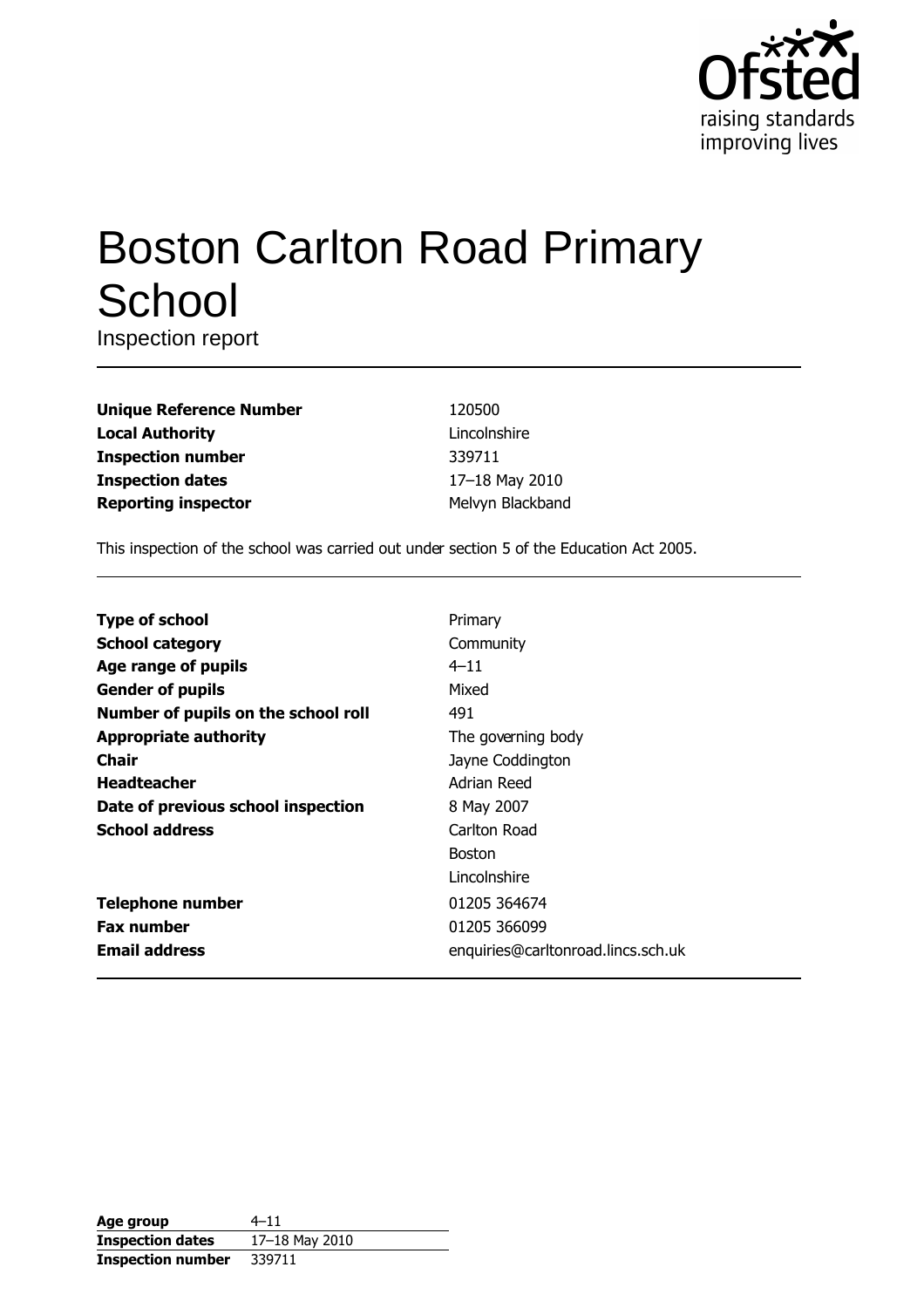Ofsted

raising standards
improving lives

# Boston Carlton Road Primary School

Inspection report

| | |
|---|---|
| **Unique Reference Number** | 120500 |
| **Local Authority** | Lincolnshire |
| **Inspection number** | 339711 |
| **Inspection dates** | 17–18 May 2010 |
| **Reporting inspector** | Melvyn Blackband |

This inspection of the school was carried out under section 5 of the Education Act 2005.

| | |
|---|---|
| **Type of school** | Primary |
| **School category** | Community |
| **Age range of pupils** | 4–11 |
| **Gender of pupils** | Mixed |
| **Number of pupils on the school roll** | 491 |
| **Appropriate authority** | The governing body |
| **Chair** | Jayne Coddington |
| **Headteacher** | Adrian Reed |
| **Date of previous school inspection** | 8 May 2007 |
| **School address** | Carlton Road<br>Boston<br>Lincolnshire |
| **Telephone number** | 01205 364674 |
| **Fax number** | 01205 366099 |
| **Email address** | enquiries@carltonroad.lincs.sch.uk |

| | |
|---|---|
| **Age group** | 4–11 |
| **Inspection dates** | 17–18 May 2010 |
| **Inspection number** | 339711 |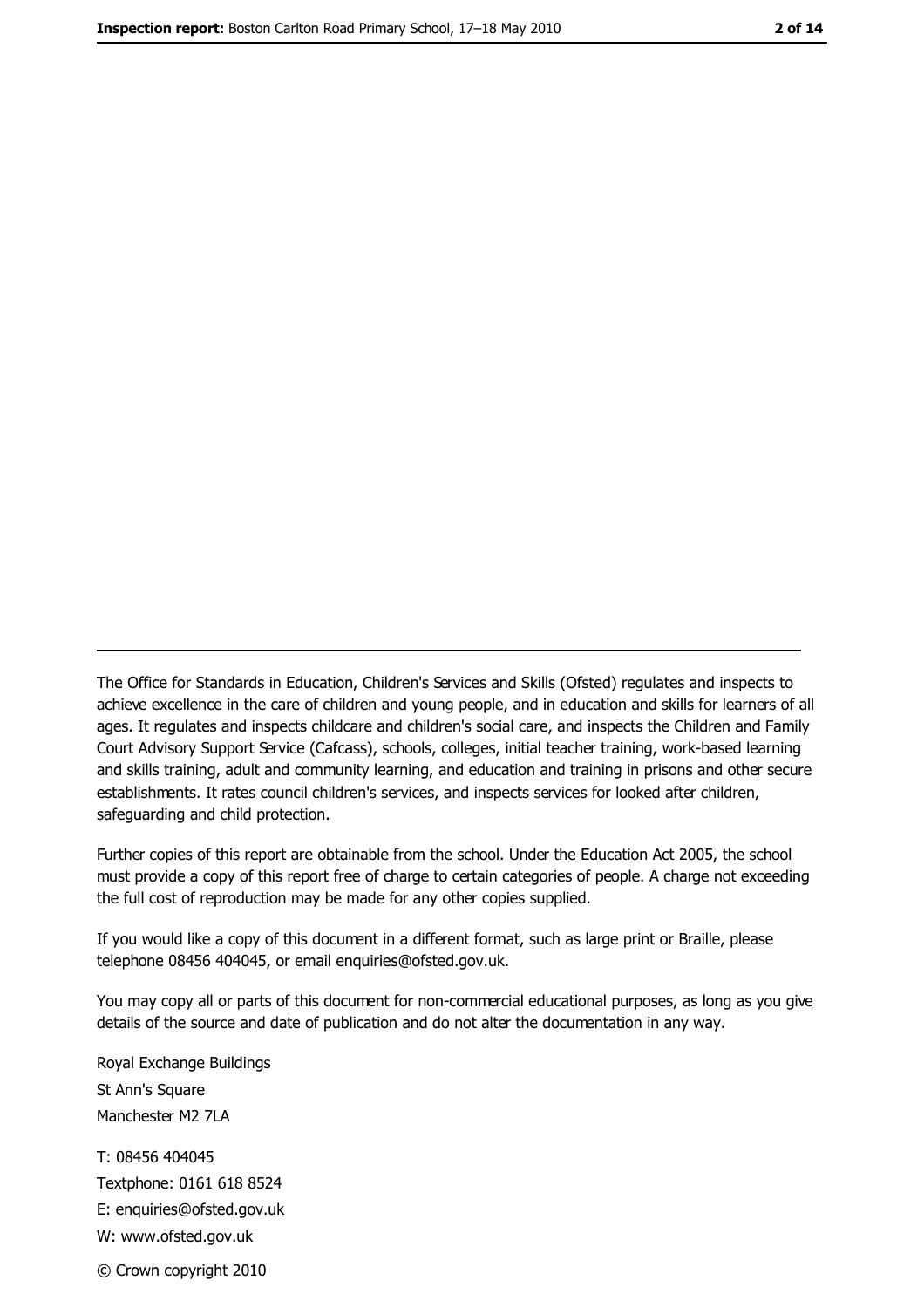---

The Office for Standards in Education, Children's Services and Skills (Ofsted) regulates and inspects to achieve excellence in the care of children and young people, and in education and skills for learners of all ages. It regulates and inspects childcare and children's social care, and inspects the Children and Family Court Advisory Support Service (Cafcass), schools, colleges, initial teacher training, work-based learning and skills training, adult and community learning, and education and training in prisons and other secure establishments. It rates council children's services, and inspects services for looked after children, safeguarding and child protection.

Further copies of this report are obtainable from the school. Under the Education Act 2005, the school must provide a copy of this report free of charge to certain categories of people. A charge not exceeding the full cost of reproduction may be made for any other copies supplied.

If you would like a copy of this document in a different format, such as large print or Braille, please telephone 08456 404045, or email enquiries@ofsted.gov.uk.

You may copy all or parts of this document for non-commercial educational purposes, as long as you give details of the source and date of publication and do not alter the documentation in any way.

Royal Exchange Buildings
St Ann's Square
Manchester M2 7LA

T: 08456 404045
Textphone: 0161 618 8524
E: enquiries@ofsted.gov.uk
W: www.ofsted.gov.uk

© Crown copyright 2010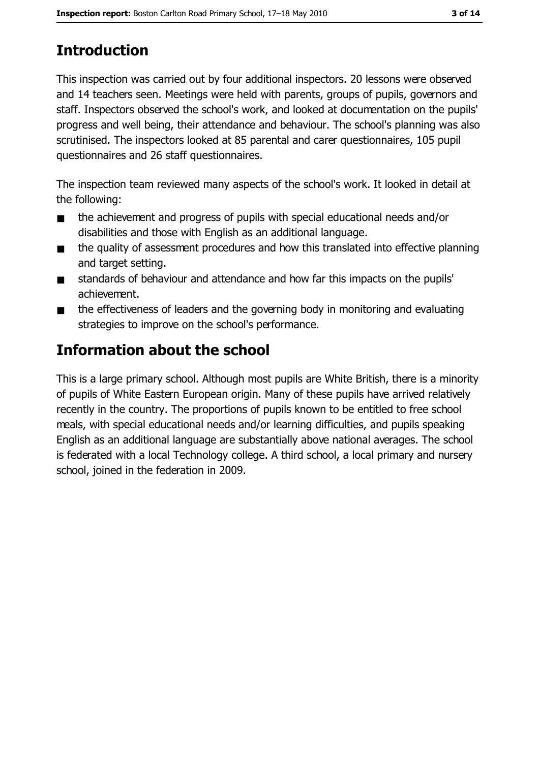## Introduction

This inspection was carried out by four additional inspectors. 20 lessons were observed and 14 teachers seen. Meetings were held with parents, groups of pupils, governors and staff. Inspectors observed the school's work, and looked at documentation on the pupils' progress and well being, their attendance and behaviour. The school's planning was also scrutinised. The inspectors looked at 85 parental and carer questionnaires, 105 pupil questionnaires and 26 staff questionnaires.

The inspection team reviewed many aspects of the school's work. It looked in detail at the following:

- the achievement and progress of pupils with special educational needs and/or disabilities and those with English as an additional language.
- the quality of assessment procedures and how this translated into effective planning and target setting.
- standards of behaviour and attendance and how far this impacts on the pupils' achievement.
- the effectiveness of leaders and the governing body in monitoring and evaluating strategies to improve on the school's performance.

## Information about the school

This is a large primary school. Although most pupils are White British, there is a minority of pupils of White Eastern European origin. Many of these pupils have arrived relatively recently in the country. The proportions of pupils known to be entitled to free school meals, with special educational needs and/or learning difficulties, and pupils speaking English as an additional language are substantially above national averages. The school is federated with a local Technology college. A third school, a local primary and nursery school, joined in the federation in 2009.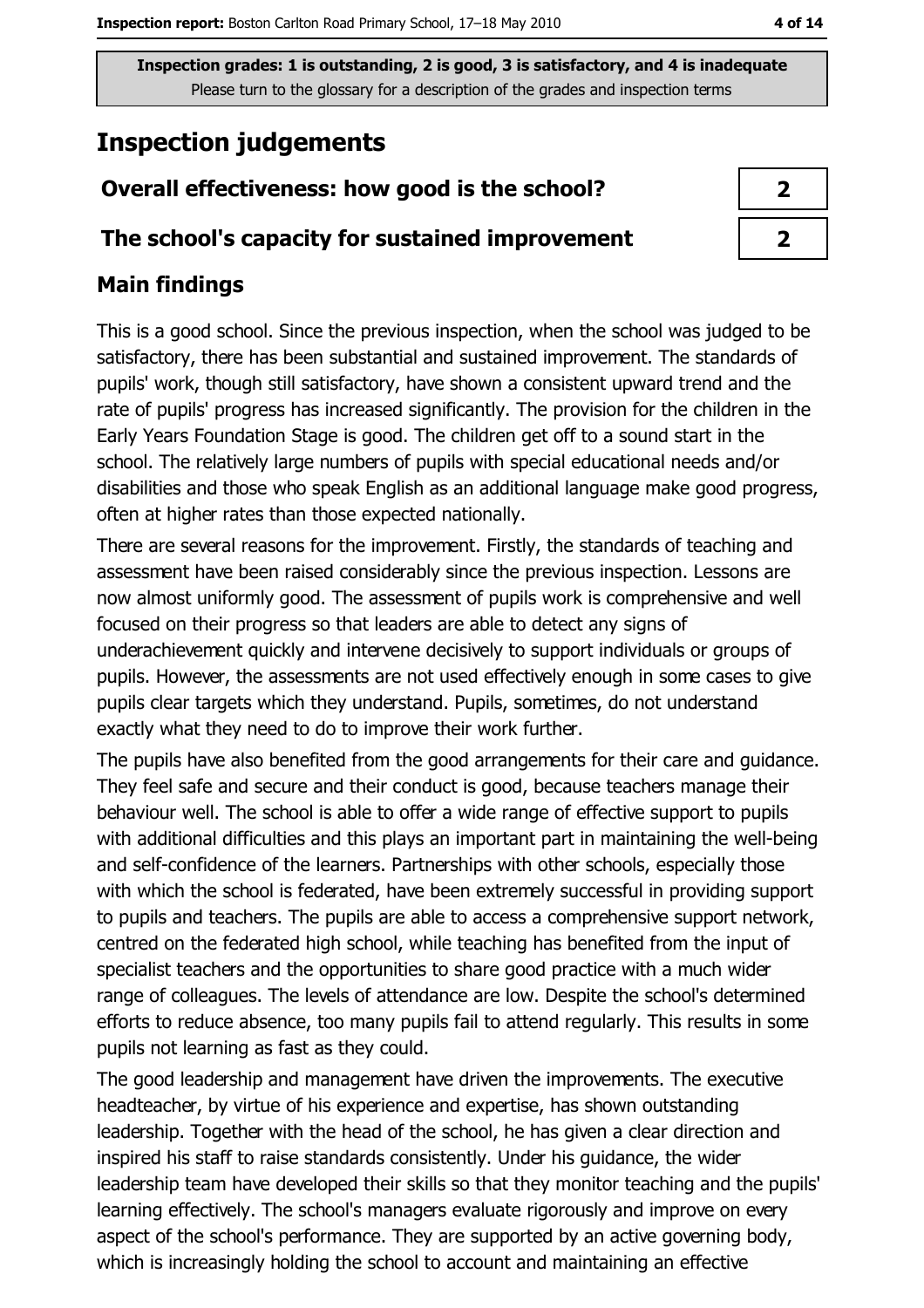**Inspection grades: 1 is outstanding, 2 is good, 3 is satisfactory, and 4 is inadequate**
Please turn to the glossary for a description of the grades and inspection terms

# Inspection judgements

| | |
|---|---|
| **Overall effectiveness: how good is the school?** | **2** |
| **The school's capacity for sustained improvement** | **2** |

## Main findings

This is a good school. Since the previous inspection, when the school was judged to be satisfactory, there has been substantial and sustained improvement. The standards of pupils' work, though still satisfactory, have shown a consistent upward trend and the rate of pupils' progress has increased significantly. The provision for the children in the Early Years Foundation Stage is good. The children get off to a sound start in the school. The relatively large numbers of pupils with special educational needs and/or disabilities and those who speak English as an additional language make good progress, often at higher rates than those expected nationally.

There are several reasons for the improvement. Firstly, the standards of teaching and assessment have been raised considerably since the previous inspection. Lessons are now almost uniformly good. The assessment of pupils work is comprehensive and well focused on their progress so that leaders are able to detect any signs of underachievement quickly and intervene decisively to support individuals or groups of pupils. However, the assessments are not used effectively enough in some cases to give pupils clear targets which they understand. Pupils, sometimes, do not understand exactly what they need to do to improve their work further.

The pupils have also benefited from the good arrangements for their care and guidance. They feel safe and secure and their conduct is good, because teachers manage their behaviour well. The school is able to offer a wide range of effective support to pupils with additional difficulties and this plays an important part in maintaining the well-being and self-confidence of the learners. Partnerships with other schools, especially those with which the school is federated, have been extremely successful in providing support to pupils and teachers. The pupils are able to access a comprehensive support network, centred on the federated high school, while teaching has benefited from the input of specialist teachers and the opportunities to share good practice with a much wider range of colleagues. The levels of attendance are low. Despite the school's determined efforts to reduce absence, too many pupils fail to attend regularly. This results in some pupils not learning as fast as they could.

The good leadership and management have driven the improvements. The executive headteacher, by virtue of his experience and expertise, has shown outstanding leadership. Together with the head of the school, he has given a clear direction and inspired his staff to raise standards consistently. Under his guidance, the wider leadership team have developed their skills so that they monitor teaching and the pupils' learning effectively. The school's managers evaluate rigorously and improve on every aspect of the school's performance. They are supported by an active governing body, which is increasingly holding the school to account and maintaining an effective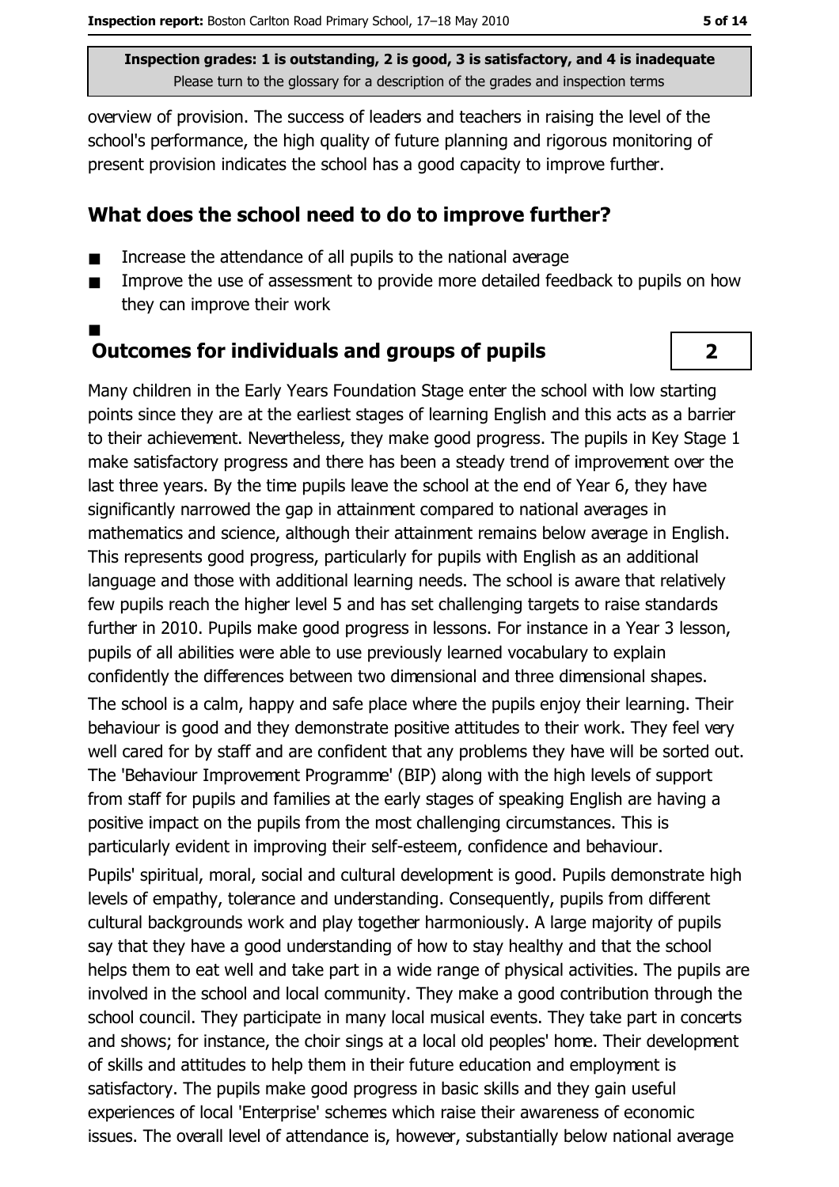overview of provision. The success of leaders and teachers in raising the level of the school's performance, the high quality of future planning and rigorous monitoring of present provision indicates the school has a good capacity to improve further.

## What does the school need to do to improve further?

- Increase the attendance of all pupils to the national average
- Improve the use of assessment to provide more detailed feedback to pupils on how they can improve their work

## Outcomes for individuals and groups of pupils

**2**

Many children in the Early Years Foundation Stage enter the school with low starting points since they are at the earliest stages of learning English and this acts as a barrier to their achievement. Nevertheless, they make good progress. The pupils in Key Stage 1 make satisfactory progress and there has been a steady trend of improvement over the last three years. By the time pupils leave the school at the end of Year 6, they have significantly narrowed the gap in attainment compared to national averages in mathematics and science, although their attainment remains below average in English. This represents good progress, particularly for pupils with English as an additional language and those with additional learning needs. The school is aware that relatively few pupils reach the higher level 5 and has set challenging targets to raise standards further in 2010. Pupils make good progress in lessons. For instance in a Year 3 lesson, pupils of all abilities were able to use previously learned vocabulary to explain confidently the differences between two dimensional and three dimensional shapes.

The school is a calm, happy and safe place where the pupils enjoy their learning. Their behaviour is good and they demonstrate positive attitudes to their work. They feel very well cared for by staff and are confident that any problems they have will be sorted out. The 'Behaviour Improvement Programme' (BIP) along with the high levels of support from staff for pupils and families at the early stages of speaking English are having a positive impact on the pupils from the most challenging circumstances. This is particularly evident in improving their self-esteem, confidence and behaviour.

Pupils' spiritual, moral, social and cultural development is good. Pupils demonstrate high levels of empathy, tolerance and understanding. Consequently, pupils from different cultural backgrounds work and play together harmoniously. A large majority of pupils say that they have a good understanding of how to stay healthy and that the school helps them to eat well and take part in a wide range of physical activities. The pupils are involved in the school and local community. They make a good contribution through the school council. They participate in many local musical events. They take part in concerts and shows; for instance, the choir sings at a local old peoples' home. Their development of skills and attitudes to help them in their future education and employment is satisfactory. The pupils make good progress in basic skills and they gain useful experiences of local 'Enterprise' schemes which raise their awareness of economic issues. The overall level of attendance is, however, substantially below national average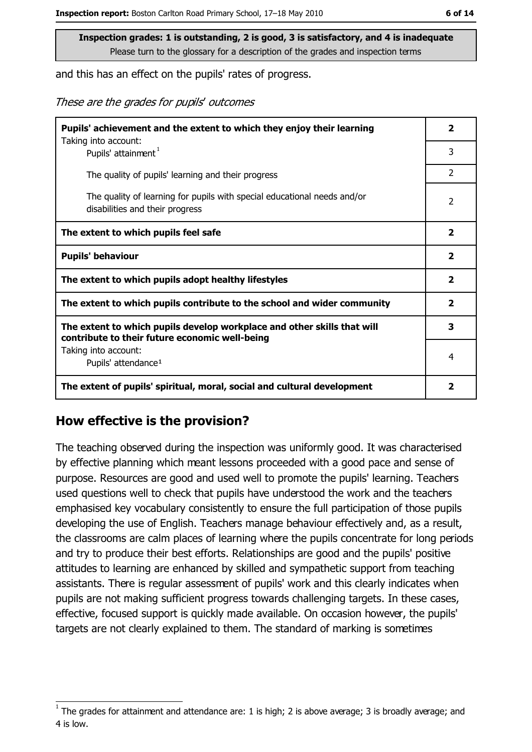Inspection grades: 1 is outstanding, 2 is good, 3 is satisfactory, and 4 is inadequate
Please turn to the glossary for a description of the grades and inspection terms

and this has an effect on the pupils' rates of progress.

*These are the grades for pupils' outcomes*

| | |
|---|---|
| **Pupils' achievement and the extent to which they enjoy their learning** | **2** |
| Taking into account: Pupils' attainment[1] | 3 |
| The quality of pupils' learning and their progress | 2 |
| The quality of learning for pupils with special educational needs and/or disabilities and their progress | 2 |
| **The extent to which pupils feel safe** | **2** |
| **Pupils' behaviour** | **2** |
| **The extent to which pupils adopt healthy lifestyles** | **2** |
| **The extent to which pupils contribute to the school and wider community** | **2** |
| **The extent to which pupils develop workplace and other skills that will contribute to their future economic well-being** | **3** |
| Taking into account: Pupils' attendance[1] | 4 |
| **The extent of pupils' spiritual, moral, social and cultural development** | **2** |

## How effective is the provision?

The teaching observed during the inspection was uniformly good. It was characterised by effective planning which meant lessons proceeded with a good pace and sense of purpose. Resources are good and used well to promote the pupils' learning. Teachers used questions well to check that pupils have understood the work and the teachers emphasised key vocabulary consistently to ensure the full participation of those pupils developing the use of English. Teachers manage behaviour effectively and, as a result, the classrooms are calm places of learning where the pupils concentrate for long periods and try to produce their best efforts. Relationships are good and the pupils' positive attitudes to learning are enhanced by skilled and sympathetic support from teaching assistants. There is regular assessment of pupils' work and this clearly indicates when pupils are not making sufficient progress towards challenging targets. In these cases, effective, focused support is quickly made available. On occasion however, the pupils' targets are not clearly explained to them. The standard of marking is sometimes

[1] The grades for attainment and attendance are: 1 is high; 2 is above average; 3 is broadly average; and 4 is low.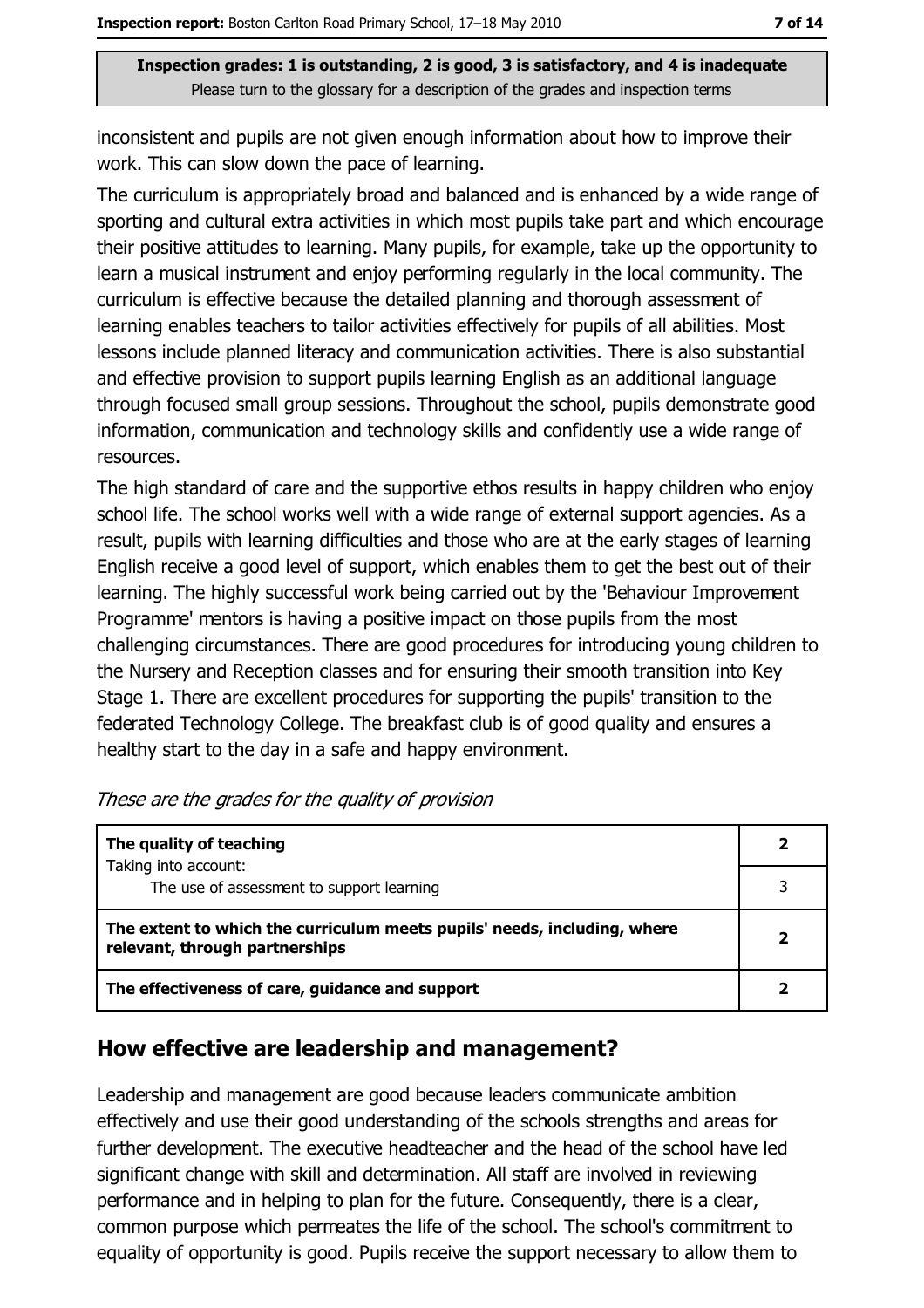inconsistent and pupils are not given enough information about how to improve their work. This can slow down the pace of learning.

The curriculum is appropriately broad and balanced and is enhanced by a wide range of sporting and cultural extra activities in which most pupils take part and which encourage their positive attitudes to learning. Many pupils, for example, take up the opportunity to learn a musical instrument and enjoy performing regularly in the local community. The curriculum is effective because the detailed planning and thorough assessment of learning enables teachers to tailor activities effectively for pupils of all abilities. Most lessons include planned literacy and communication activities. There is also substantial and effective provision to support pupils learning English as an additional language through focused small group sessions. Throughout the school, pupils demonstrate good information, communication and technology skills and confidently use a wide range of resources.

The high standard of care and the supportive ethos results in happy children who enjoy school life. The school works well with a wide range of external support agencies. As a result, pupils with learning difficulties and those who are at the early stages of learning English receive a good level of support, which enables them to get the best out of their learning. The highly successful work being carried out by the 'Behaviour Improvement Programme' mentors is having a positive impact on those pupils from the most challenging circumstances. There are good procedures for introducing young children to the Nursery and Reception classes and for ensuring their smooth transition into Key Stage 1. There are excellent procedures for supporting the pupils' transition to the federated Technology College. The breakfast club is of good quality and ensures a healthy start to the day in a safe and happy environment.

*These are the grades for the quality of provision*

| | |
|---|---|
| **The quality of teaching** <br> Taking into account: | **2** |
| The use of assessment to support learning | 3 |
| **The extent to which the curriculum meets pupils' needs, including, where relevant, through partnerships** | **2** |
| **The effectiveness of care, guidance and support** | **2** |

## How effective are leadership and management?

Leadership and management are good because leaders communicate ambition effectively and use their good understanding of the schools strengths and areas for further development. The executive headteacher and the head of the school have led significant change with skill and determination. All staff are involved in reviewing performance and in helping to plan for the future. Consequently, there is a clear, common purpose which permeates the life of the school. The school's commitment to equality of opportunity is good. Pupils receive the support necessary to allow them to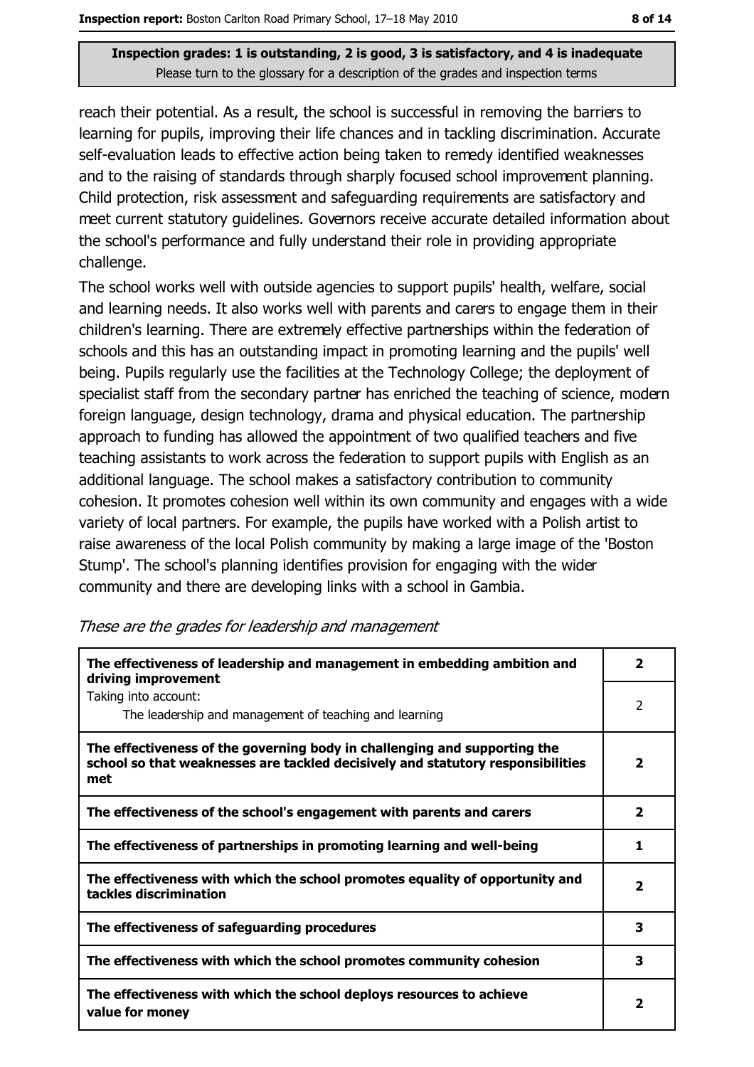reach their potential. As a result, the school is successful in removing the barriers to learning for pupils, improving their life chances and in tackling discrimination. Accurate self-evaluation leads to effective action being taken to remedy identified weaknesses and to the raising of standards through sharply focused school improvement planning. Child protection, risk assessment and safeguarding requirements are satisfactory and meet current statutory guidelines. Governors receive accurate detailed information about the school's performance and fully understand their role in providing appropriate challenge.

The school works well with outside agencies to support pupils' health, welfare, social and learning needs. It also works well with parents and carers to engage them in their children's learning. There are extremely effective partnerships within the federation of schools and this has an outstanding impact in promoting learning and the pupils' well being. Pupils regularly use the facilities at the Technology College; the deployment of specialist staff from the secondary partner has enriched the teaching of science, modern foreign language, design technology, drama and physical education. The partnership approach to funding has allowed the appointment of two qualified teachers and five teaching assistants to work across the federation to support pupils with English as an additional language. The school makes a satisfactory contribution to community cohesion. It promotes cohesion well within its own community and engages with a wide variety of local partners. For example, the pupils have worked with a Polish artist to raise awareness of the local Polish community by making a large image of the 'Boston Stump'. The school's planning identifies provision for engaging with the wider community and there are developing links with a school in Gambia.

*These are the grades for leadership and management*

| | |
|---|---|
| **The effectiveness of leadership and management in embedding ambition and driving improvement** | **2** |
| Taking into account: The leadership and management of teaching and learning | 2 |
| **The effectiveness of the governing body in challenging and supporting the school so that weaknesses are tackled decisively and statutory responsibilities met** | **2** |
| **The effectiveness of the school's engagement with parents and carers** | **2** |
| **The effectiveness of partnerships in promoting learning and well-being** | **1** |
| **The effectiveness with which the school promotes equality of opportunity and tackles discrimination** | **2** |
| **The effectiveness of safeguarding procedures** | **3** |
| **The effectiveness with which the school promotes community cohesion** | **3** |
| **The effectiveness with which the school deploys resources to achieve value for money** | **2** |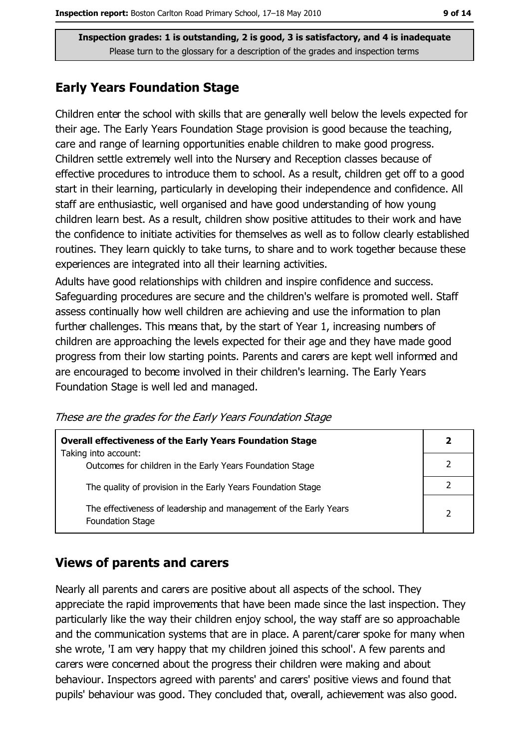**Inspection grades: 1 is outstanding, 2 is good, 3 is satisfactory, and 4 is inadequate**
Please turn to the glossary for a description of the grades and inspection terms

## Early Years Foundation Stage

Children enter the school with skills that are generally well below the levels expected for their age. The Early Years Foundation Stage provision is good because the teaching, care and range of learning opportunities enable children to make good progress. Children settle extremely well into the Nursery and Reception classes because of effective procedures to introduce them to school. As a result, children get off to a good start in their learning, particularly in developing their independence and confidence. All staff are enthusiastic, well organised and have good understanding of how young children learn best. As a result, children show positive attitudes to their work and have the confidence to initiate activities for themselves as well as to follow clearly established routines. They learn quickly to take turns, to share and to work together because these experiences are integrated into all their learning activities.

Adults have good relationships with children and inspire confidence and success. Safeguarding procedures are secure and the children's welfare is promoted well. Staff assess continually how well children are achieving and use the information to plan further challenges. This means that, by the start of Year 1, increasing numbers of children are approaching the levels expected for their age and they have made good progress from their low starting points. Parents and carers are kept well informed and are encouraged to become involved in their children's learning. The Early Years Foundation Stage is well led and managed.

*These are the grades for the Early Years Foundation Stage*

| **Overall effectiveness of the Early Years Foundation Stage** Taking into account: | **2** |
|---|---|
| Outcomes for children in the Early Years Foundation Stage | 2 |
| The quality of provision in the Early Years Foundation Stage | 2 |
| The effectiveness of leadership and management of the Early Years Foundation Stage | 2 |

## Views of parents and carers

Nearly all parents and carers are positive about all aspects of the school. They appreciate the rapid improvements that have been made since the last inspection. They particularly like the way their children enjoy school, the way staff are so approachable and the communication systems that are in place. A parent/carer spoke for many when she wrote, 'I am very happy that my children joined this school'. A few parents and carers were concerned about the progress their children were making and about behaviour. Inspectors agreed with parents' and carers' positive views and found that pupils' behaviour was good. They concluded that, overall, achievement was also good.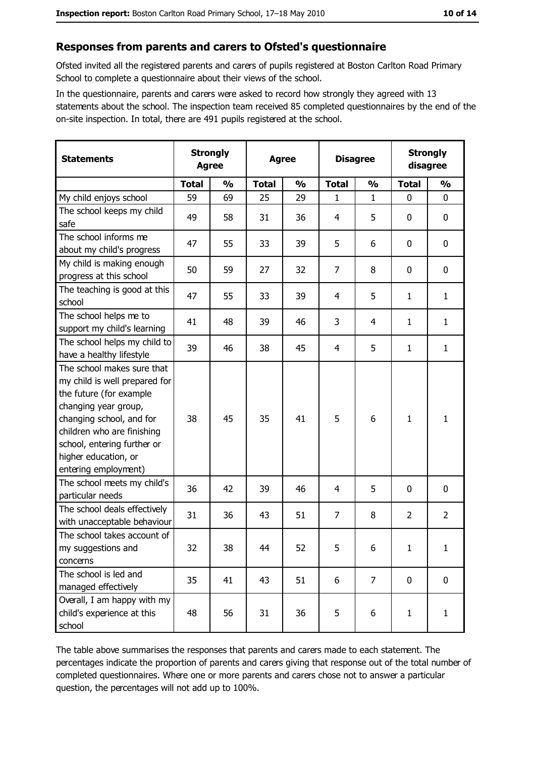## Responses from parents and carers to Ofsted's questionnaire

Ofsted invited all the registered parents and carers of pupils registered at Boston Carlton Road Primary School to complete a questionnaire about their views of the school.

In the questionnaire, parents and carers were asked to record how strongly they agreed with 13 statements about the school. The inspection team received 85 completed questionnaires by the end of the on-site inspection. In total, there are 491 pupils registered at the school.

| Statements | Strongly Agree | | Agree | | Disagree | | Strongly disagree | |
|---|---|---|---|---|---|---|---|---|
| | Total | % | Total | % | Total | % | Total | % |
| My child enjoys school | 59 | 69 | 25 | 29 | 1 | 1 | 0 | 0 |
| The school keeps my child safe | 49 | 58 | 31 | 36 | 4 | 5 | 0 | 0 |
| The school informs me about my child's progress | 47 | 55 | 33 | 39 | 5 | 6 | 0 | 0 |
| My child is making enough progress at this school | 50 | 59 | 27 | 32 | 7 | 8 | 0 | 0 |
| The teaching is good at this school | 47 | 55 | 33 | 39 | 4 | 5 | 1 | 1 |
| The school helps me to support my child's learning | 41 | 48 | 39 | 46 | 3 | 4 | 1 | 1 |
| The school helps my child to have a healthy lifestyle | 39 | 46 | 38 | 45 | 4 | 5 | 1 | 1 |
| The school makes sure that my child is well prepared for the future (for example changing year group, changing school, and for children who are finishing school, entering further or higher education, or entering employment) | 38 | 45 | 35 | 41 | 5 | 6 | 1 | 1 |
| The school meets my child's particular needs | 36 | 42 | 39 | 46 | 4 | 5 | 0 | 0 |
| The school deals effectively with unacceptable behaviour | 31 | 36 | 43 | 51 | 7 | 8 | 2 | 2 |
| The school takes account of my suggestions and concerns | 32 | 38 | 44 | 52 | 5 | 6 | 1 | 1 |
| The school is led and managed effectively | 35 | 41 | 43 | 51 | 6 | 7 | 0 | 0 |
| Overall, I am happy with my child's experience at this school | 48 | 56 | 31 | 36 | 5 | 6 | 1 | 1 |

The table above summarises the responses that parents and carers made to each statement. The percentages indicate the proportion of parents and carers giving that response out of the total number of completed questionnaires. Where one or more parents and carers chose not to answer a particular question, the percentages will not add up to 100%.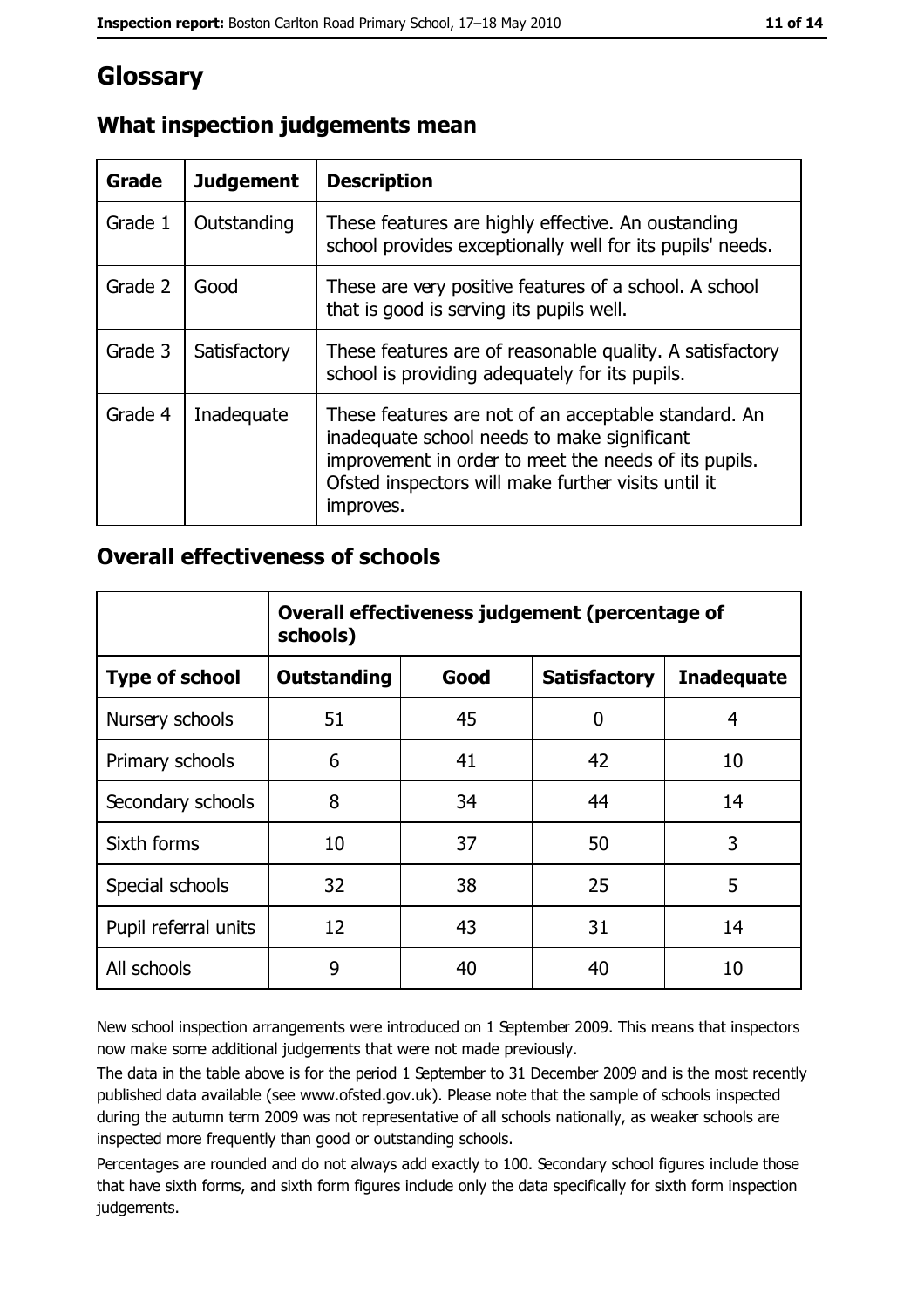# Glossary

## What inspection judgements mean

| Grade | Judgement | Description |
| --- | --- | --- |
| Grade 1 | Outstanding | These features are highly effective. An oustanding school provides exceptionally well for its pupils' needs. |
| Grade 2 | Good | These are very positive features of a school. A school that is good is serving its pupils well. |
| Grade 3 | Satisfactory | These features are of reasonable quality. A satisfactory school is providing adequately for its pupils. |
| Grade 4 | Inadequate | These features are not of an acceptable standard. An inadequate school needs to make significant improvement in order to meet the needs of its pupils. Ofsted inspectors will make further visits until it improves. |

## Overall effectiveness of schools

| | Overall effectiveness judgement (percentage of schools) | | | |
| --- | --- | --- | --- | --- |
| **Type of school** | **Outstanding** | **Good** | **Satisfactory** | **Inadequate** |
| Nursery schools | 51 | 45 | 0 | 4 |
| Primary schools | 6 | 41 | 42 | 10 |
| Secondary schools | 8 | 34 | 44 | 14 |
| Sixth forms | 10 | 37 | 50 | 3 |
| Special schools | 32 | 38 | 25 | 5 |
| Pupil referral units | 12 | 43 | 31 | 14 |
| All schools | 9 | 40 | 40 | 10 |

New school inspection arrangements were introduced on 1 September 2009. This means that inspectors now make some additional judgements that were not made previously.

The data in the table above is for the period 1 September to 31 December 2009 and is the most recently published data available (see www.ofsted.gov.uk). Please note that the sample of schools inspected during the autumn term 2009 was not representative of all schools nationally, as weaker schools are inspected more frequently than good or outstanding schools.

Percentages are rounded and do not always add exactly to 100. Secondary school figures include those that have sixth forms, and sixth form figures include only the data specifically for sixth form inspection judgements.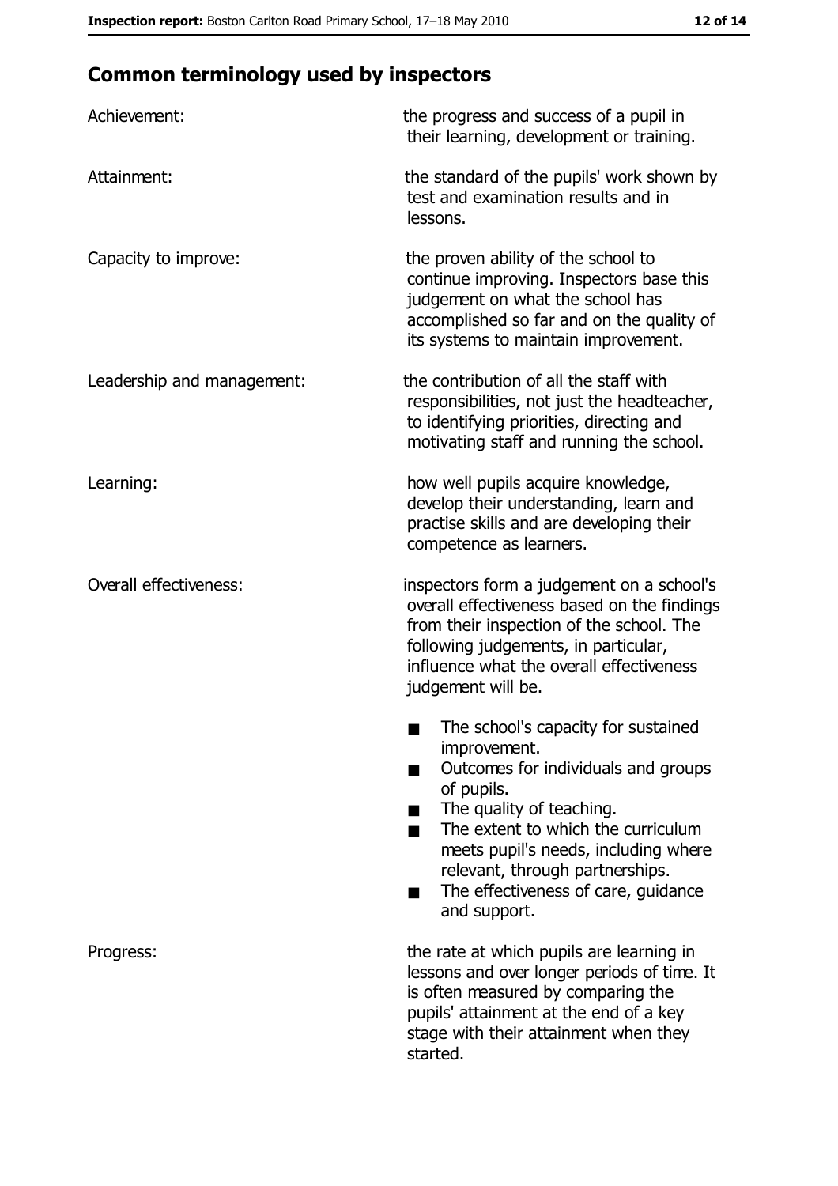## Common terminology used by inspectors

| | |
|---|---|
| Achievement: | the progress and success of a pupil in their learning, development or training. |
| Attainment: | the standard of the pupils' work shown by test and examination results and in lessons. |
| Capacity to improve: | the proven ability of the school to continue improving. Inspectors base this judgement on what the school has accomplished so far and on the quality of its systems to maintain improvement. |
| Leadership and management: | the contribution of all the staff with responsibilities, not just the headteacher, to identifying priorities, directing and motivating staff and running the school. |
| Learning: | how well pupils acquire knowledge, develop their understanding, learn and practise skills and are developing their competence as learners. |
| Overall effectiveness: | inspectors form a judgement on a school's overall effectiveness based on the findings from their inspection of the school. The following judgements, in particular, influence what the overall effectiveness judgement will be. <br>■ The school's capacity for sustained improvement. <br>■ Outcomes for individuals and groups of pupils. <br>■ The quality of teaching. <br>■ The extent to which the curriculum meets pupil's needs, including where relevant, through partnerships. <br>■ The effectiveness of care, guidance and support. |
| Progress: | the rate at which pupils are learning in lessons and over longer periods of time. It is often measured by comparing the pupils' attainment at the end of a key stage with their attainment when they started. |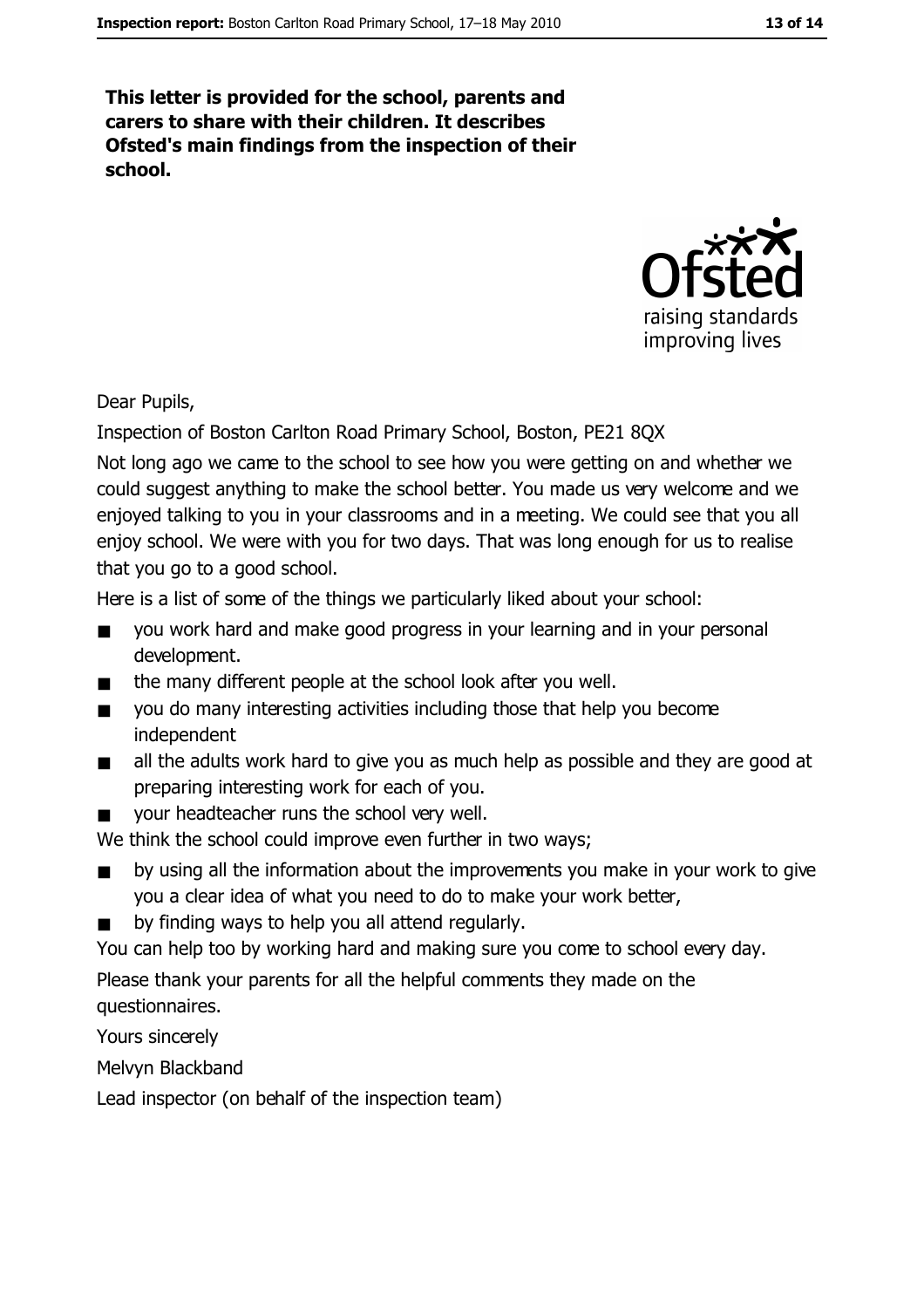**This letter is provided for the school, parents and carers to share with their children. It describes Ofsted's main findings from the inspection of their school.**

Dear Pupils,

Inspection of Boston Carlton Road Primary School, Boston, PE21 8QX

Not long ago we came to the school to see how you were getting on and whether we could suggest anything to make the school better. You made us very welcome and we enjoyed talking to you in your classrooms and in a meeting. We could see that you all enjoy school. We were with you for two days. That was long enough for us to realise that you go to a good school.

Here is a list of some of the things we particularly liked about your school:

- you work hard and make good progress in your learning and in your personal development.
- the many different people at the school look after you well.
- you do many interesting activities including those that help you become independent
- all the adults work hard to give you as much help as possible and they are good at preparing interesting work for each of you.
- your headteacher runs the school very well.

We think the school could improve even further in two ways;

- by using all the information about the improvements you make in your work to give you a clear idea of what you need to do to make your work better,
- by finding ways to help you all attend regularly.

You can help too by working hard and making sure you come to school every day.

Please thank your parents for all the helpful comments they made on the questionnaires.

Yours sincerely

Melvyn Blackband

Lead inspector (on behalf of the inspection team)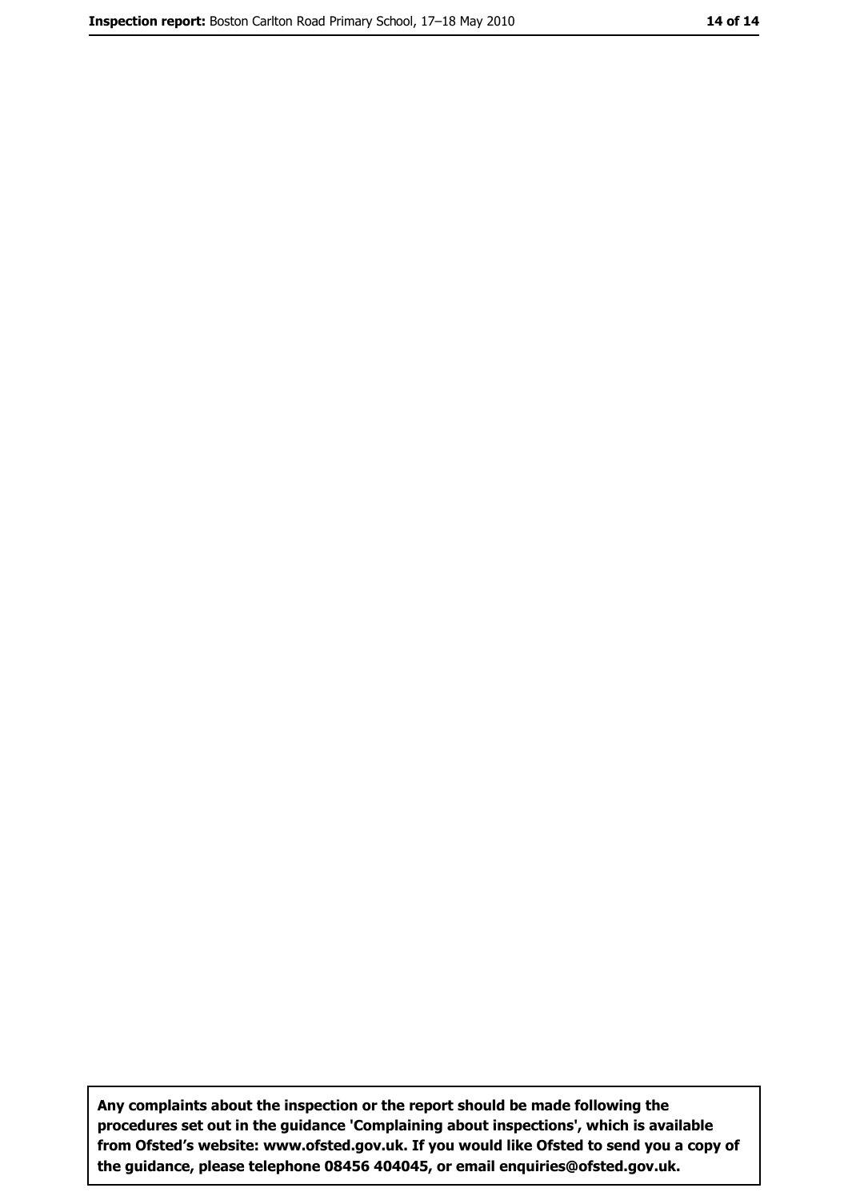**Any complaints about the inspection or the report should be made following the procedures set out in the guidance 'Complaining about inspections', which is available from Ofsted's website: www.ofsted.gov.uk. If you would like Ofsted to send you a copy of the guidance, please telephone 08456 404045, or email enquiries@ofsted.gov.uk.**